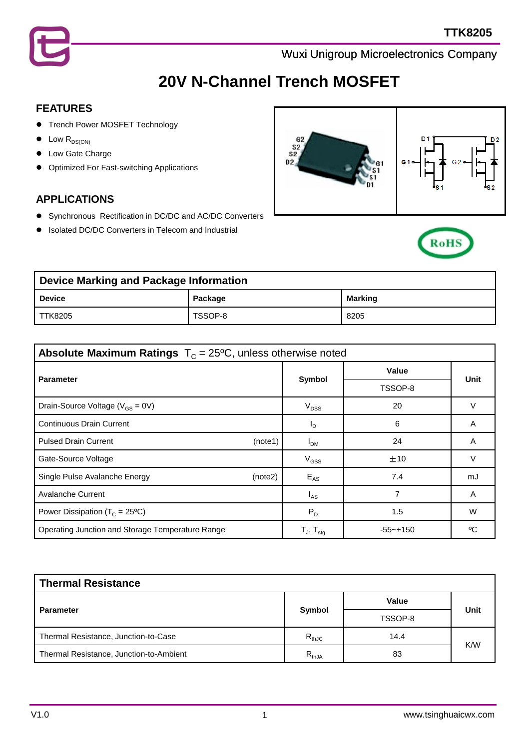TTK8205

Wuxi Unigroup Microelectronics Company

# 20V N-Channel Trench MOSFET

## FEATURES

- Trench Power MOSFET Technology
- Low $R_{DS(ON)}$
- Low Gate Charge
- Optimized For Fast-switching Applications

## APPLICATIONS

- Synchronous Rectification in DC/DC and AC/DC Converters
- Isolated DC/DC Converters in Telecom and Industrial

| Device Marking and Package Information | | |
|---|---|---|
| **Device** | **Package** | **Marking** |
| TTK8205 | TSSOP-8 | 8205 |

**Absolute Maximum Ratings** $T_C$ = 25ºC, unless otherwise noted

| Parameter | Symbol | Value | Unit |
|---|---|---|---|
| | | TSSOP-8 | |
| Drain-Source Voltage ($V_{GS}$ = 0V) | $V_{DSS}$ | 20 | V |
| Continuous Drain Current | $I_D$ | 6 | A |
| Pulsed Drain Current (note1) | $I_{DM}$ | 24 | A |
| Gate-Source Voltage | $V_{GSS}$ | ±10 | V |
| Single Pulse Avalanche Energy (note2) | $E_{AS}$ | 7.4 | mJ |
| Avalanche Current | $I_{AS}$ | 7 | A |
| Power Dissipation ($T_C$ = 25ºC) | $P_D$ | 1.5 | W |
| Operating Junction and Storage Temperature Range | $T_J$, $T_{stg}$ | -55~+150 | ºC |

**Thermal Resistance**

| Parameter | Symbol | Value | Unit |
|---|---|---|---|
| | | TSSOP-8 | |
| Thermal Resistance, Junction-to-Case | $R_{thJC}$ | 14.4 | K/W |
| Thermal Resistance, Junction-to-Ambient | $R_{thJA}$ | 83 | K/W |

V1.0

www.tsinghuaicwx.com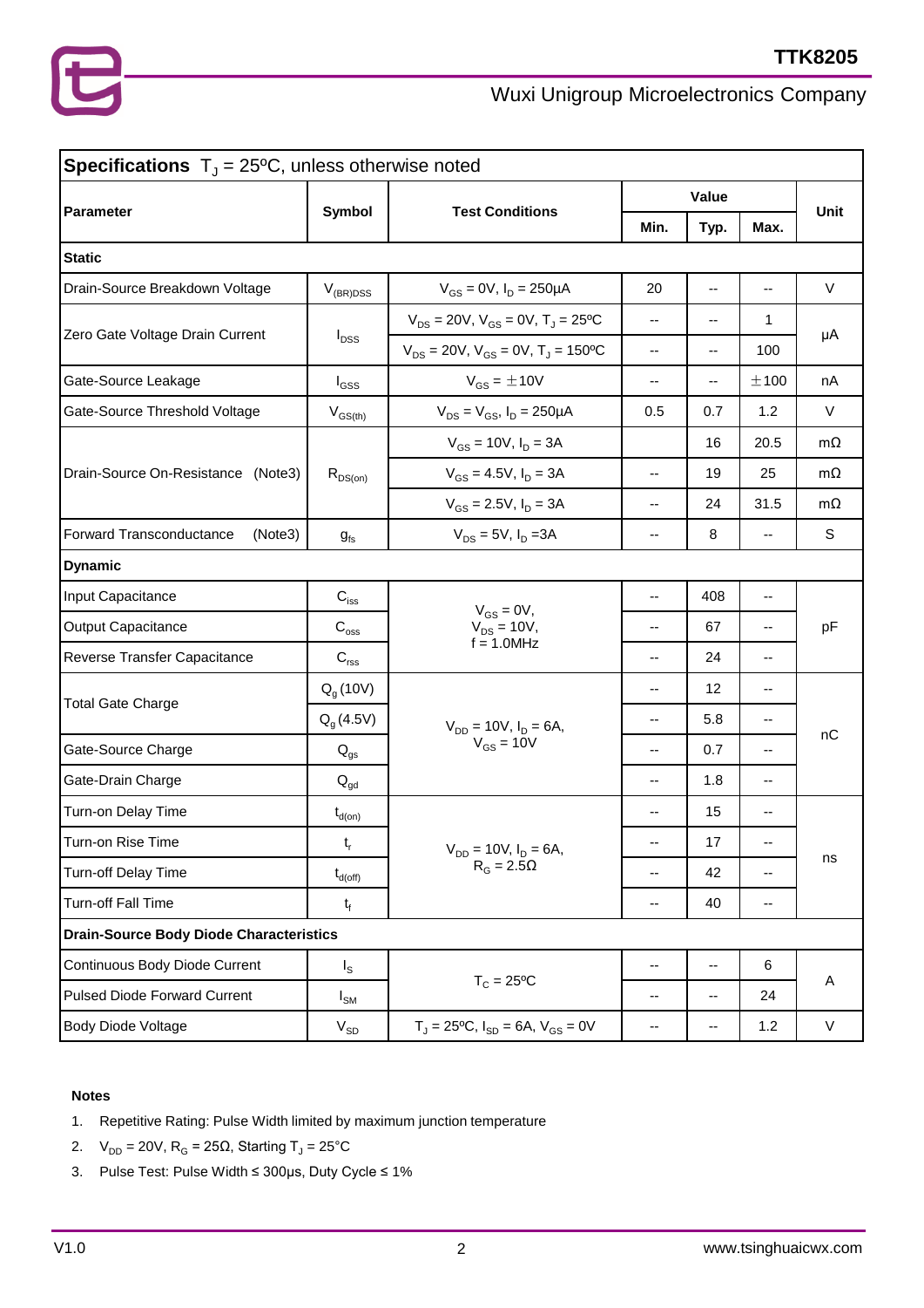**Specifications** $T_J$ = 25ºC, unless otherwise noted

| Parameter | Symbol | Test Conditions | Value | | | Unit |
|---|---|---|---|---|---|---|
| | | | Min. | Typ. | Max. | |
| **Static** | | | | | | |
| Drain-Source Breakdown Voltage | $V_{(BR)DSS}$ | $V_{GS}$ = 0V, $I_D$ = 250μA | 20 | -- | -- | V |
| Zero Gate Voltage Drain Current | $I_{DSS}$ | $V_{DS}$ = 20V, $V_{GS}$ = 0V, $T_J$ = 25ºC | -- | -- | 1 | μA |
| | | $V_{DS}$ = 20V, $V_{GS}$ = 0V, $T_J$ = 150ºC | -- | -- | 100 | |
| Gate-Source Leakage | $I_{GSS}$ | $V_{GS}$ = ±10V | -- | -- | ±100 | nA |
| Gate-Source Threshold Voltage | $V_{GS(th)}$ | $V_{DS}$ = $V_{GS}$, $I_D$ = 250μA | 0.5 | 0.7 | 1.2 | V |
| Drain-Source On-Resistance (Note3) | $R_{DS(on)}$ | $V_{GS}$ = 10V, $I_D$ = 3A | | 16 | 20.5 | mΩ |
| | | $V_{GS}$ = 4.5V, $I_D$ = 3A | -- | 19 | 25 | mΩ |
| | | $V_{GS}$ = 2.5V, $I_D$ = 3A | -- | 24 | 31.5 | mΩ |
| Forward Transconductance (Note3) | $g_{fs}$ | $V_{DS}$ = 5V, $I_D$ =3A | -- | 8 | -- | S |
| **Dynamic** | | | | | | |
| Input Capacitance | $C_{iss}$ | $V_{GS}$ = 0V, $V_{DS}$ = 10V, f = 1.0MHz | -- | 408 | -- | pF |
| Output Capacitance | $C_{oss}$ | | -- | 67 | -- | |
| Reverse Transfer Capacitance | $C_{rss}$ | | -- | 24 | -- | |
| Total Gate Charge | $Q_g$ (10V) | $V_{DD}$ = 10V, $I_D$ = 6A, $V_{GS}$ = 10V | -- | 12 | -- | nC |
| | $Q_g$ (4.5V) | | -- | 5.8 | -- | |
| Gate-Source Charge | $Q_{gs}$ | | -- | 0.7 | -- | |
| Gate-Drain Charge | $Q_{gd}$ | | -- | 1.8 | -- | |
| Turn-on Delay Time | $t_{d(on)}$ | $V_{DD}$ = 10V, $I_D$ = 6A, $R_G$ = 2.5Ω | -- | 15 | -- | ns |
| Turn-on Rise Time | $t_r$ | | -- | 17 | -- | |
| Turn-off Delay Time | $t_{d(off)}$ | | -- | 42 | -- | |
| Turn-off Fall Time | $t_f$ | | -- | 40 | -- | |
| **Drain-Source Body Diode Characteristics** | | | | | | |
| Continuous Body Diode Current | $I_S$ | $T_C$ = 25ºC | -- | -- | 6 | A |
| Pulsed Diode Forward Current | $I_{SM}$ | | -- | -- | 24 | |
| Body Diode Voltage | $V_{SD}$ | $T_J$ = 25ºC, $I_{SD}$ = 6A, $V_{GS}$ = 0V | -- | -- | 1.2 | V |

**Notes**

1. Repetitive Rating: Pulse Width limited by maximum junction temperature
2. $V_{DD}$ = 20V, $R_G$ = 25Ω, Starting $T_J$ = 25°C
3. Pulse Test: Pulse Width ≤ 300μs, Duty Cycle ≤ 1%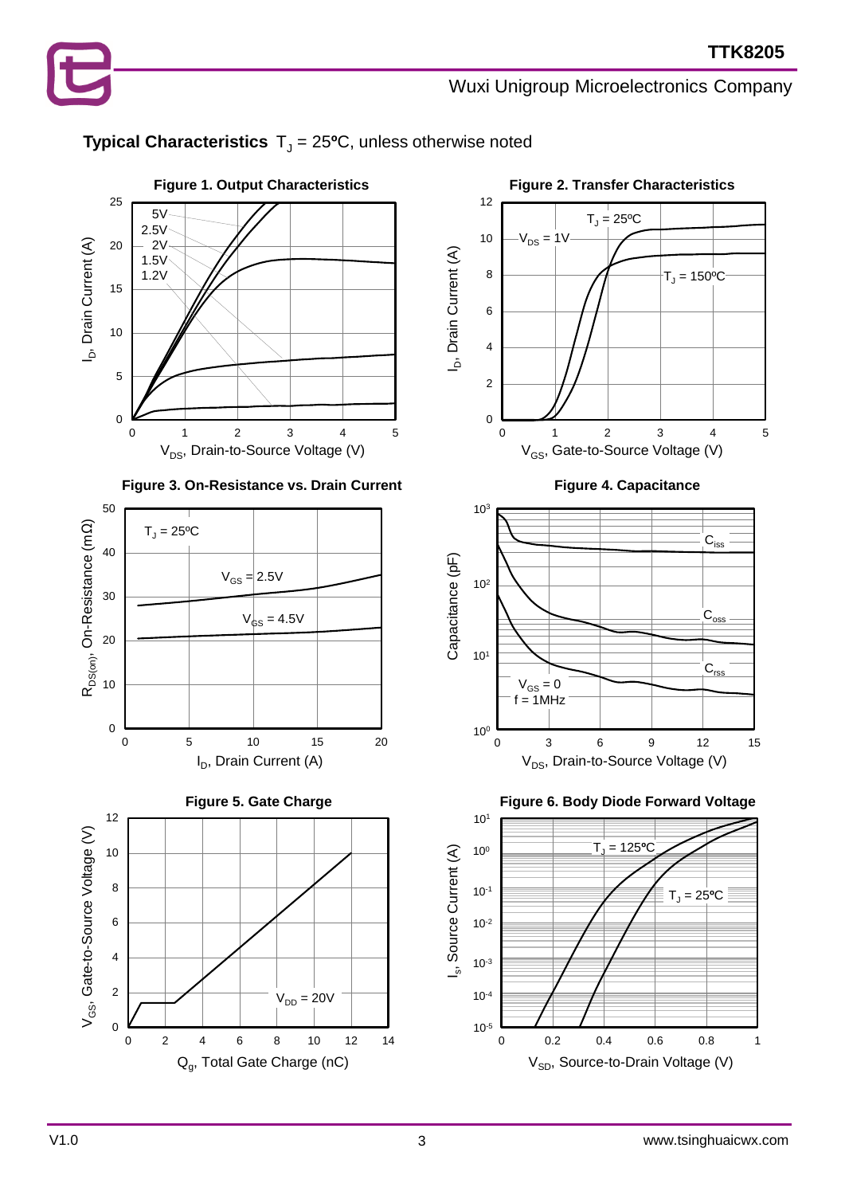## Typical Characteristics $T_J$ = 25ºC, unless otherwise noted

**Figure 1. Output Characteristics**

**Figure 2. Transfer Characteristics**

**Figure 3. On-Resistance vs. Drain Current**

**Figure 4. Capacitance**

**Figure 5. Gate Charge**

**Figure 6. Body Diode Forward Voltage**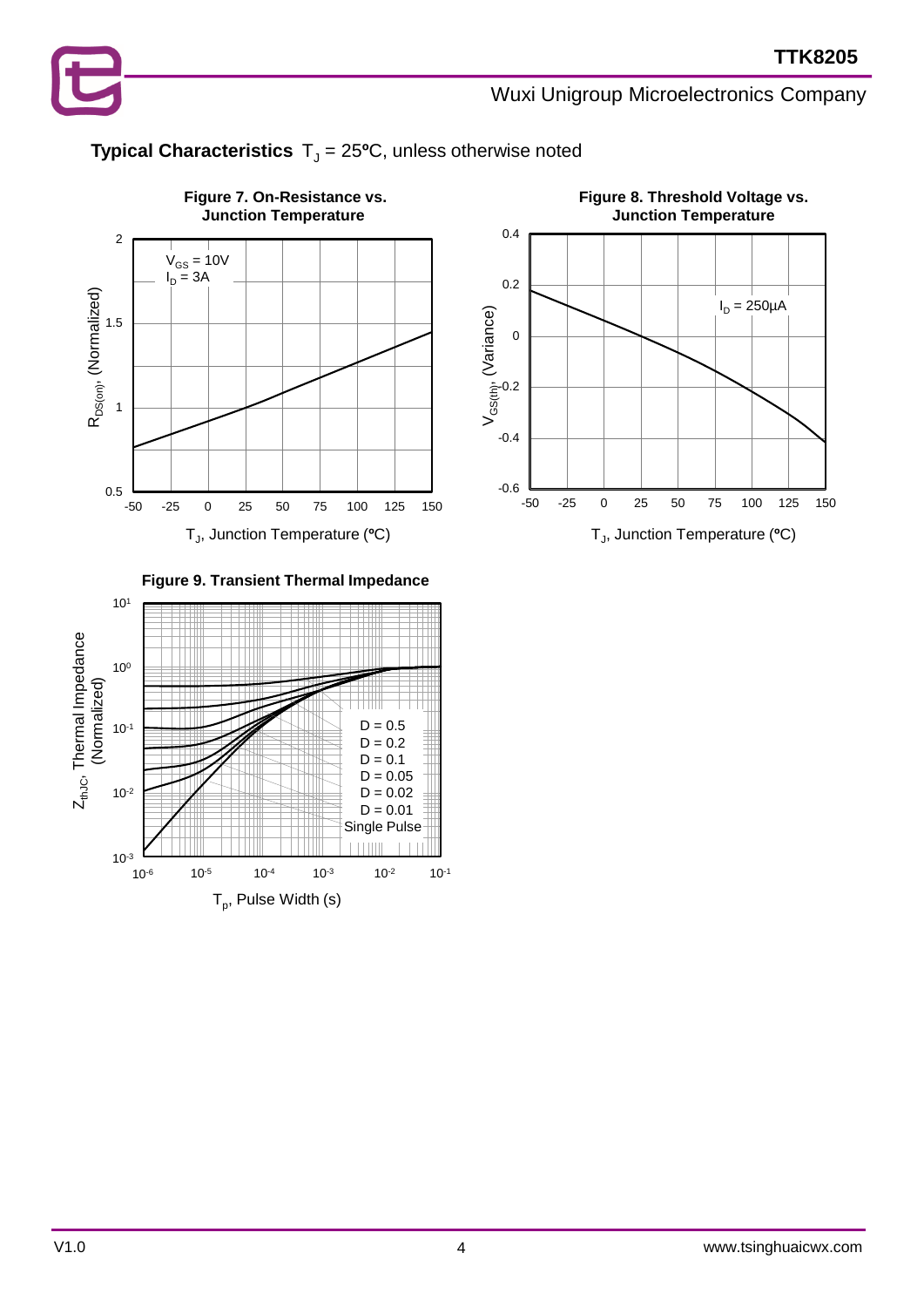**Typical Characteristics** $T_J$ = 25ºC, unless otherwise noted

**Figure 7. On-Resistance vs. Junction Temperature**

$V_{GS}$ = 10V
$I_D$ = 3A

$R_{DS(on)}$, (Normalized)

$T_J$, Junction Temperature (ºC)

**Figure 8. Threshold Voltage vs. Junction Temperature**

$I_D$ = 250µA

$V_{GS(th)}$, (Variance)

$T_J$, Junction Temperature (ºC)

**Figure 9. Transient Thermal Impedance**

D = 0.5
D = 0.2
D = 0.1
D = 0.05
D = 0.02
D = 0.01
Single Pulse

$Z_{thJC}$, Thermal Impedance (Normalized)

$T_p$, Pulse Width (s)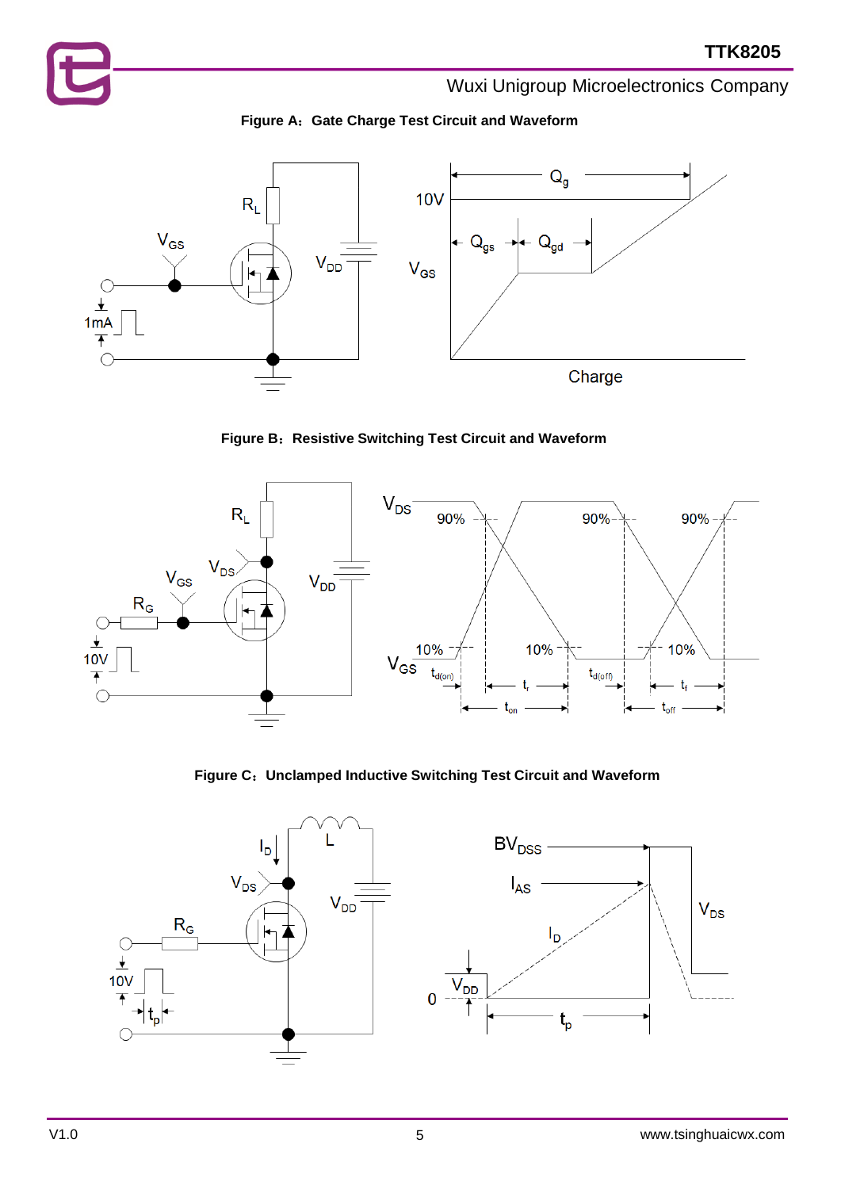**Figure A：Gate Charge Test Circuit and Waveform**

**Figure B：Resistive Switching Test Circuit and Waveform**

**Figure C：Unclamped Inductive Switching Test Circuit and Waveform**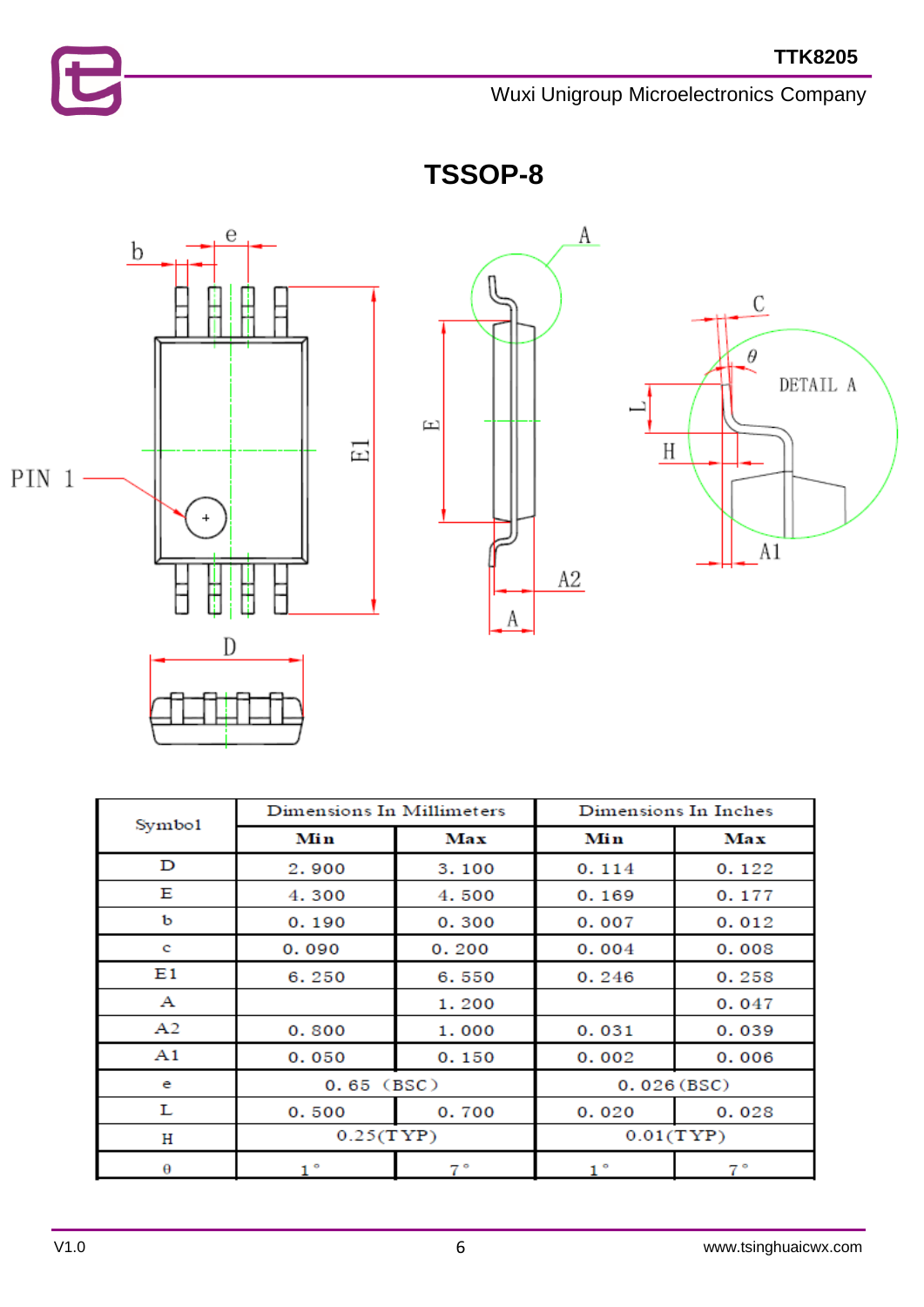# TSSOP-8

| Symbol | Dimensions In Millimeters | | Dimensions In Inches | |
|---|---|---|---|---|
| | Min | Max | Min | Max |
| D | 2.900 | 3.100 | 0.114 | 0.122 |
| E | 4.300 | 4.500 | 0.169 | 0.177 |
| b | 0.190 | 0.300 | 0.007 | 0.012 |
| c | 0.090 | 0.200 | 0.004 | 0.008 |
| E1 | 6.250 | 6.550 | 0.246 | 0.258 |
| A | | 1.200 | | 0.047 |
| A2 | 0.800 | 1.000 | 0.031 | 0.039 |
| A1 | 0.050 | 0.150 | 0.002 | 0.006 |
| e | 0.65 (BSC) | | 0.026(BSC) | |
| L | 0.500 | 0.700 | 0.020 | 0.028 |
| H | 0.25(TYP) | | 0.01(TYP) | |
| θ | 1° | 7° | 1° | 7° |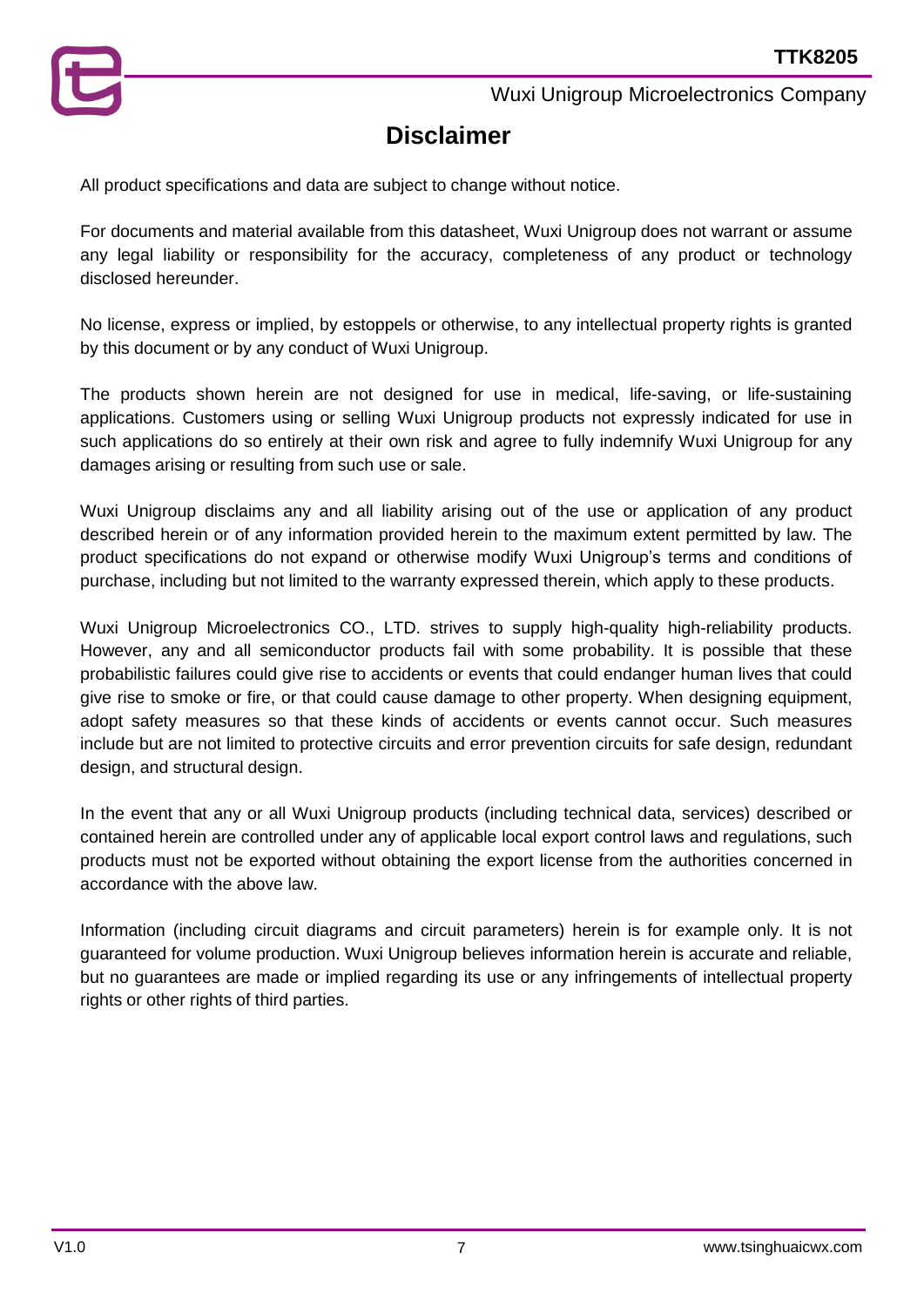# Disclaimer

All product specifications and data are subject to change without notice.

For documents and material available from this datasheet, Wuxi Unigroup does not warrant or assume any legal liability or responsibility for the accuracy, completeness of any product or technology disclosed hereunder.

No license, express or implied, by estoppels or otherwise, to any intellectual property rights is granted by this document or by any conduct of Wuxi Unigroup.

The products shown herein are not designed for use in medical, life-saving, or life-sustaining applications. Customers using or selling Wuxi Unigroup products not expressly indicated for use in such applications do so entirely at their own risk and agree to fully indemnify Wuxi Unigroup for any damages arising or resulting from such use or sale.

Wuxi Unigroup disclaims any and all liability arising out of the use or application of any product described herein or of any information provided herein to the maximum extent permitted by law. The product specifications do not expand or otherwise modify Wuxi Unigroup's terms and conditions of purchase, including but not limited to the warranty expressed therein, which apply to these products.

Wuxi Unigroup Microelectronics CO., LTD. strives to supply high-quality high-reliability products. However, any and all semiconductor products fail with some probability. It is possible that these probabilistic failures could give rise to accidents or events that could endanger human lives that could give rise to smoke or fire, or that could cause damage to other property. When designing equipment, adopt safety measures so that these kinds of accidents or events cannot occur. Such measures include but are not limited to protective circuits and error prevention circuits for safe design, redundant design, and structural design.

In the event that any or all Wuxi Unigroup products (including technical data, services) described or contained herein are controlled under any of applicable local export control laws and regulations, such products must not be exported without obtaining the export license from the authorities concerned in accordance with the above law.

Information (including circuit diagrams and circuit parameters) herein is for example only. It is not guaranteed for volume production. Wuxi Unigroup believes information herein is accurate and reliable, but no guarantees are made or implied regarding its use or any infringements of intellectual property rights or other rights of third parties.